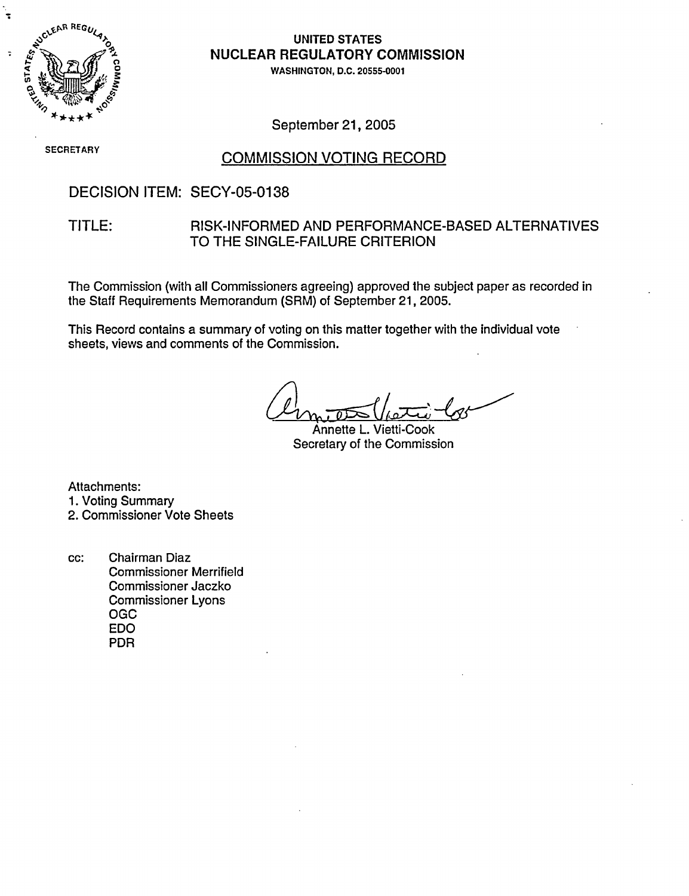**UNITED STATES**
**NUCLEAR REGULATORY COMMISSION**
WASHINGTON, D.C. 20555-0001

SECRETARY

September 21, 2005

## COMMISSION VOTING RECORD

DECISION ITEM: SECY-05-0138

TITLE: RISK-INFORMED AND PERFORMANCE-BASED ALTERNATIVES TO THE SINGLE-FAILURE CRITERION

The Commission (with all Commissioners agreeing) approved the subject paper as recorded in the Staff Requirements Memorandum (SRM) of September 21, 2005.

This Record contains a summary of voting on this matter together with the individual vote sheets, views and comments of the Commission.

Annette L. Vietti-Cook
Secretary of the Commission

Attachments:
1. Voting Summary
2. Commissioner Vote Sheets

cc: Chairman Diaz
Commissioner Merrifield
Commissioner Jaczko
Commissioner Lyons
OGC
EDO
PDR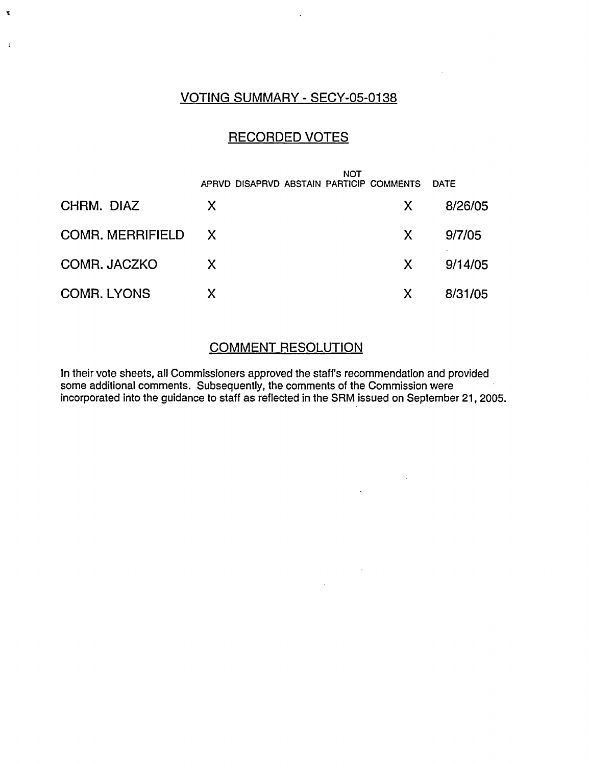## VOTING SUMMARY - SECY-05-0138

## RECORDED VOTES

| | APRVD | DISAPRVD | ABSTAIN | NOT PARTICIP | COMMENTS | DATE |
|---|---|---|---|---|---|---|
| CHRM. DIAZ | X | | | | X | 8/26/05 |
| COMR. MERRIFIELD | X | | | | X | 9/7/05 |
| COMR. JACZKO | X | | | | X | 9/14/05 |
| COMR. LYONS | X | | | | X | 8/31/05 |

## COMMENT RESOLUTION

In their vote sheets, all Commissioners approved the staff's recommendation and provided some additional comments. Subsequently, the comments of the Commission were incorporated into the guidance to staff as reflected in the SRM issued on September 21, 2005.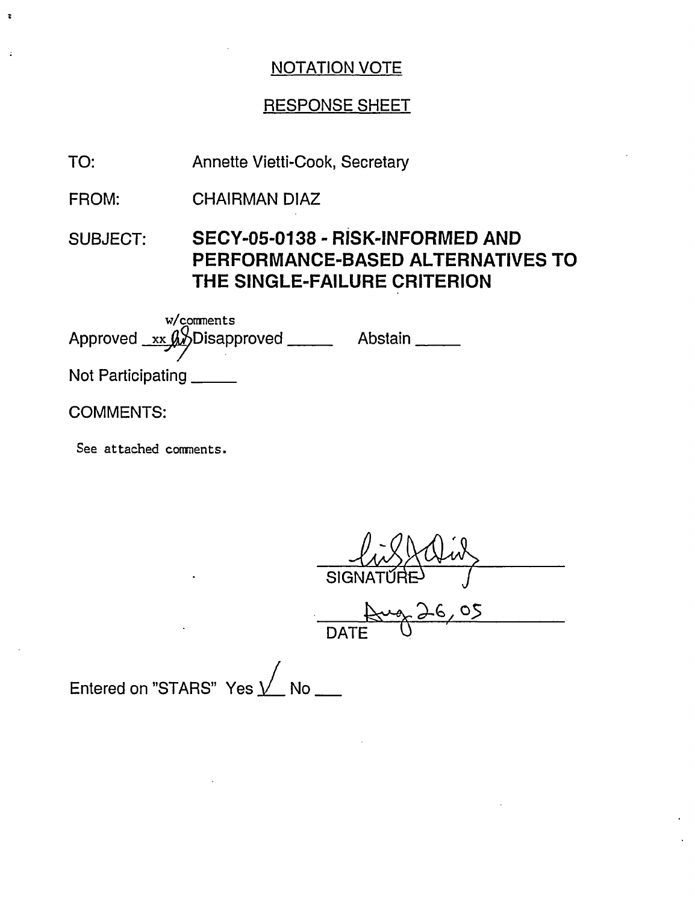## NOTATION VOTE

## RESPONSE SHEET

TO: Annette Vietti-Cook, Secretary

FROM: CHAIRMAN DIAZ

SUBJECT: **SECY-05-0138 - RISK-INFORMED AND PERFORMANCE-BASED ALTERNATIVES TO THE SINGLE-FAILURE CRITERION**

Approved xx w/comments Disapproved _____ Abstain _____

Not Participating _____

COMMENTS:

See attached comments.

SIGNATURE

Aug 26, 05
DATE

Entered on "STARS" Yes ✓ No ___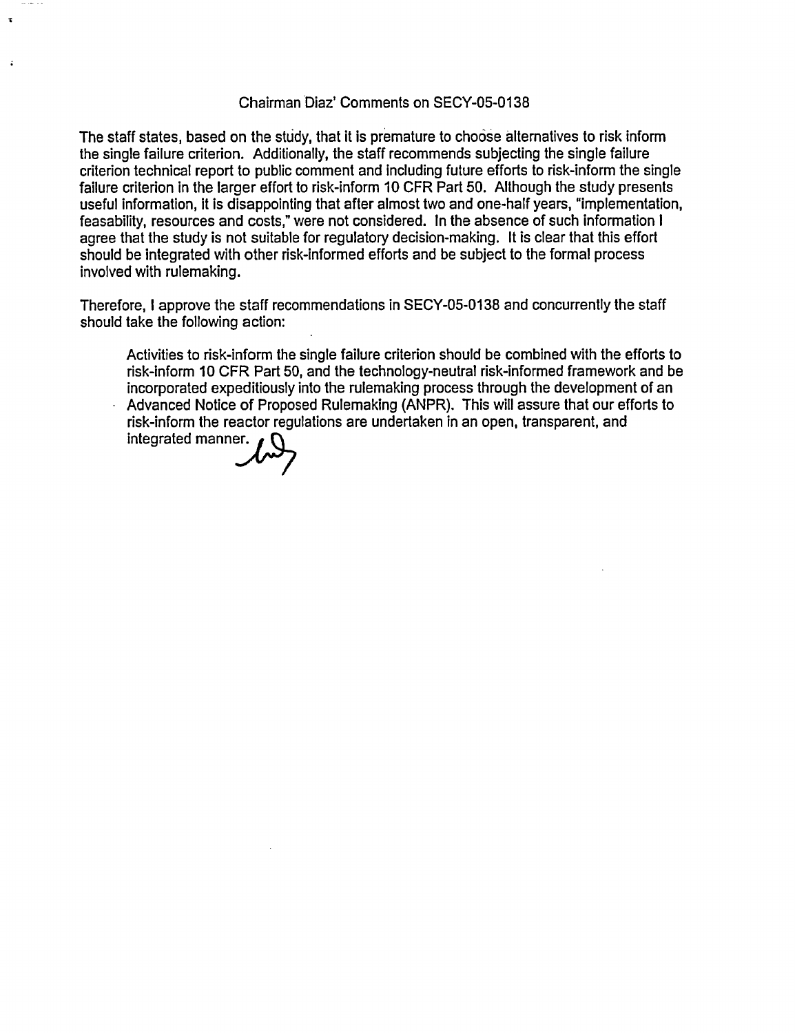Chairman Diaz' Comments on SECY-05-0138

The staff states, based on the study, that it is premature to choose alternatives to risk inform the single failure criterion. Additionally, the staff recommends subjecting the single failure criterion technical report to public comment and including future efforts to risk-inform the single failure criterion in the larger effort to risk-inform 10 CFR Part 50. Although the study presents useful information, it is disappointing that after almost two and one-half years, "implementation, feasability, resources and costs," were not considered. In the absence of such information I agree that the study is not suitable for regulatory decision-making. It is clear that this effort should be integrated with other risk-informed efforts and be subject to the formal process involved with rulemaking.

Therefore, I approve the staff recommendations in SECY-05-0138 and concurrently the staff should take the following action:

> Activities to risk-inform the single failure criterion should be combined with the efforts to risk-inform 10 CFR Part 50, and the technology-neutral risk-informed framework and be incorporated expeditiously into the rulemaking process through the development of an Advanced Notice of Proposed Rulemaking (ANPR). This will assure that our efforts to risk-inform the reactor regulations are undertaken in an open, transparent, and integrated manner.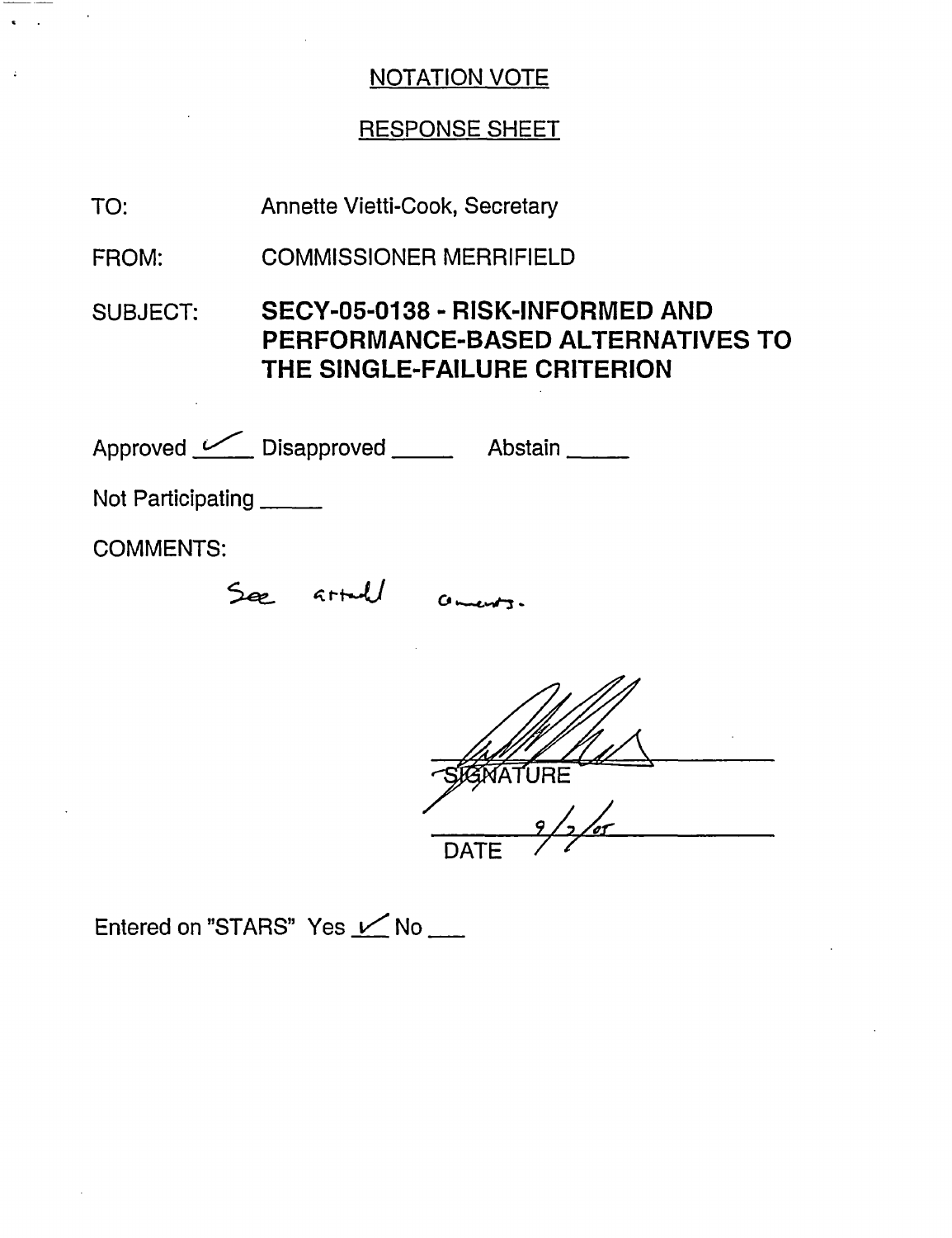## NOTATION VOTE

## RESPONSE SHEET

TO: Annette Vietti-Cook, Secretary

FROM: COMMISSIONER MERRIFIELD

SUBJECT: **SECY-05-0138 - RISK-INFORMED AND PERFORMANCE-BASED ALTERNATIVES TO THE SINGLE-FAILURE CRITERION**

Approved ✓ Disapproved _____ Abstain _____

Not Participating _____

COMMENTS:

See attached comments.

SIGNATURE

9/2/05
DATE

Entered on "STARS" Yes ✓ No ___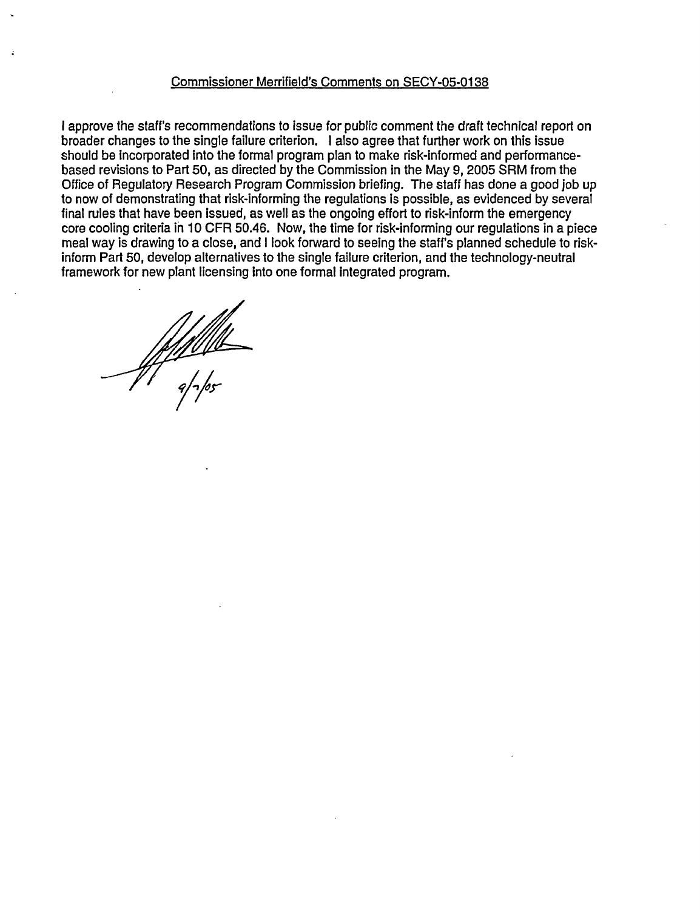Commissioner Merrifield's Comments on SECY-05-0138

I approve the staff's recommendations to issue for public comment the draft technical report on broader changes to the single failure criterion. I also agree that further work on this issue should be incorporated into the formal program plan to make risk-informed and performance-based revisions to Part 50, as directed by the Commission in the May 9, 2005 SRM from the Office of Regulatory Research Program Commission briefing. The staff has done a good job up to now of demonstrating that risk-informing the regulations is possible, as evidenced by several final rules that have been issued, as well as the ongoing effort to risk-inform the emergency core cooling criteria in 10 CFR 50.46. Now, the time for risk-informing our regulations in a piece meal way is drawing to a close, and I look forward to seeing the staff's planned schedule to risk-inform Part 50, develop alternatives to the single failure criterion, and the technology-neutral framework for new plant licensing into one formal integrated program.

9/7/05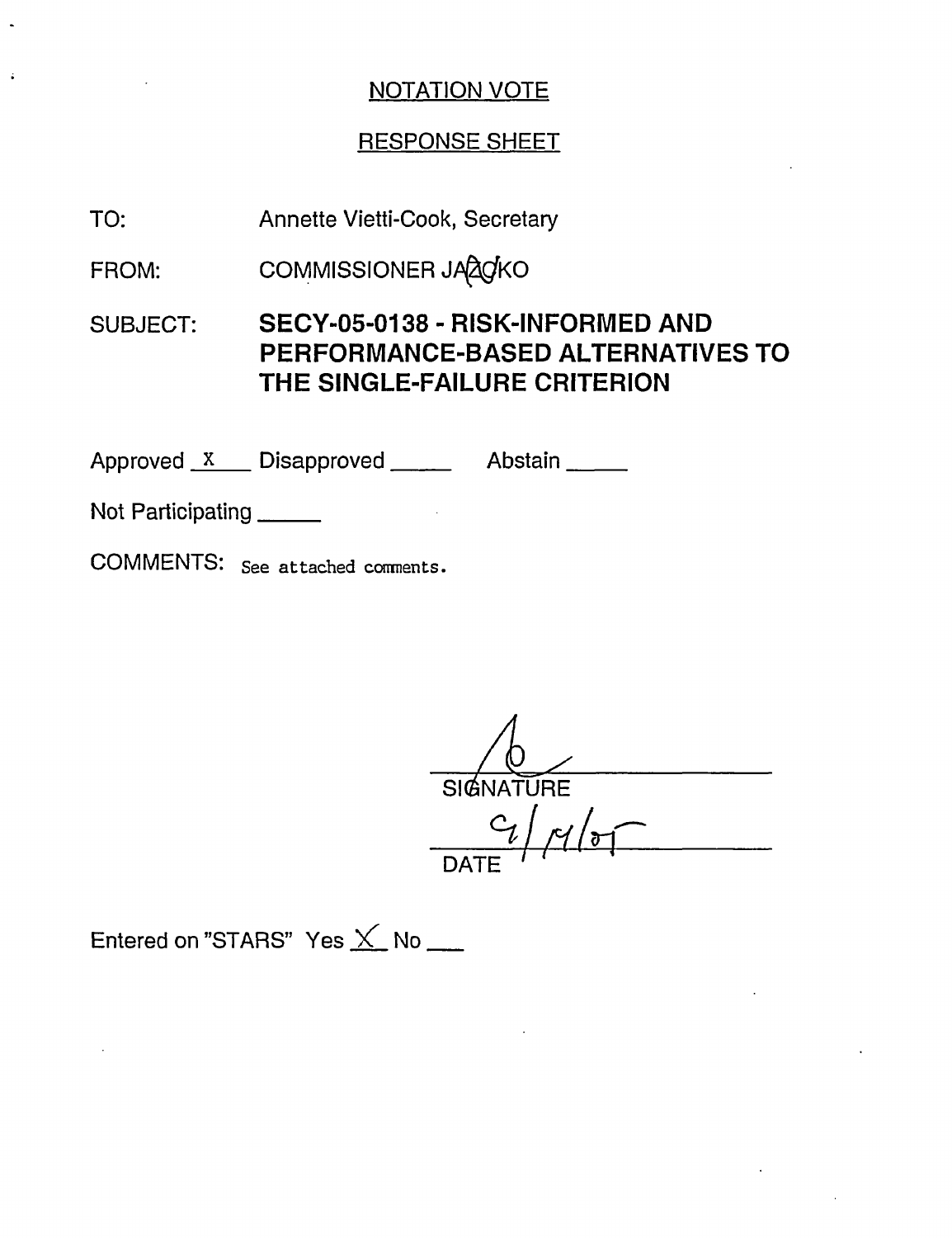NOTATION VOTE

RESPONSE SHEET

TO: Annette Vietti-Cook, Secretary

FROM: COMMISSIONER JACZKO

SUBJECT: **SECY-05-0138 - RISK-INFORMED AND PERFORMANCE-BASED ALTERNATIVES TO THE SINGLE-FAILURE CRITERION**

Approved X Disapproved ____ Abstain ____

Not Participating ____

COMMENTS: See attached comments.

SIGNATURE

9/14/05

DATE

Entered on "STARS" Yes X No ___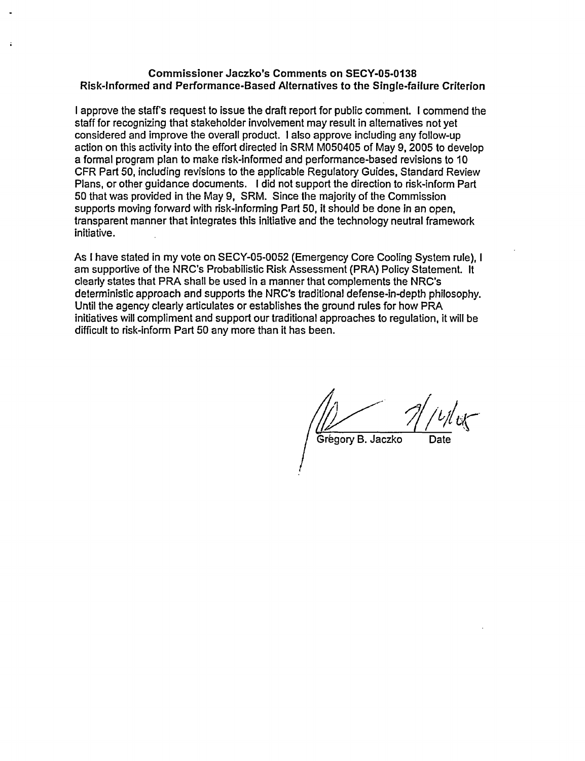**Commissioner Jaczko's Comments on SECY-05-0138**
**Risk-Informed and Performance-Based Alternatives to the Single-failure Criterion**

I approve the staff's request to issue the draft report for public comment. I commend the staff for recognizing that stakeholder involvement may result in alternatives not yet considered and improve the overall product. I also approve including any follow-up action on this activity into the effort directed in SRM M050405 of May 9, 2005 to develop a formal program plan to make risk-informed and performance-based revisions to 10 CFR Part 50, including revisions to the applicable Regulatory Guides, Standard Review Plans, or other guidance documents. I did not support the direction to risk-inform Part 50 that was provided in the May 9, SRM. Since the majority of the Commission supports moving forward with risk-informing Part 50, it should be done in an open, transparent manner that integrates this initiative and the technology neutral framework initiative.

As I have stated in my vote on SECY-05-0052 (Emergency Core Cooling System rule), I am supportive of the NRC's Probabilistic Risk Assessment (PRA) Policy Statement. It clearly states that PRA shall be used in a manner that complements the NRC's deterministic approach and supports the NRC's traditional defense-in-depth philosophy. Until the agency clearly articulates or establishes the ground rules for how PRA initiatives will compliment and support our traditional approaches to regulation, it will be difficult to risk-inform Part 50 any more than it has been.

7/14/05

Grégory B. Jaczko    Date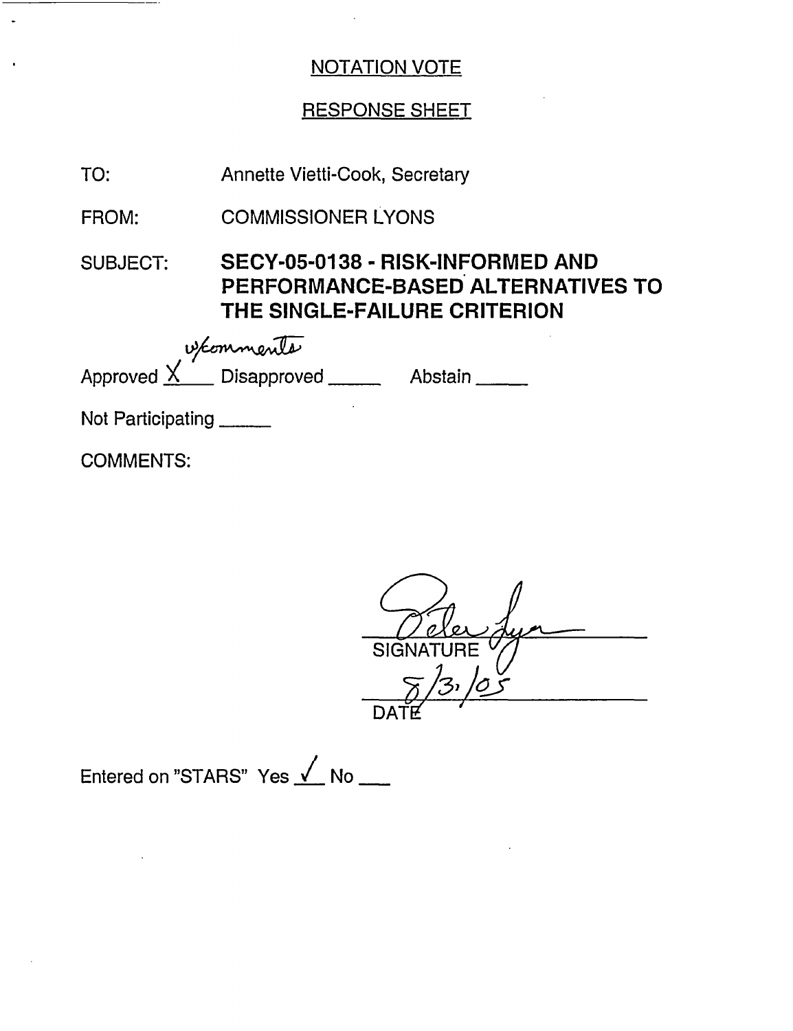NOTATION VOTE

RESPONSE SHEET

TO: Annette Vietti-Cook, Secretary

FROM: COMMISSIONER LYONS

SUBJECT: **SECY-05-0138 - RISK-INFORMED AND PERFORMANCE-BASED ALTERNATIVES TO THE SINGLE-FAILURE CRITERION**

Approved X w/comments Disapproved _____ Abstain _____

Not Participating _____

COMMENTS:

SIGNATURE

8/31/05

DATE

Entered on "STARS" Yes ✓ No ___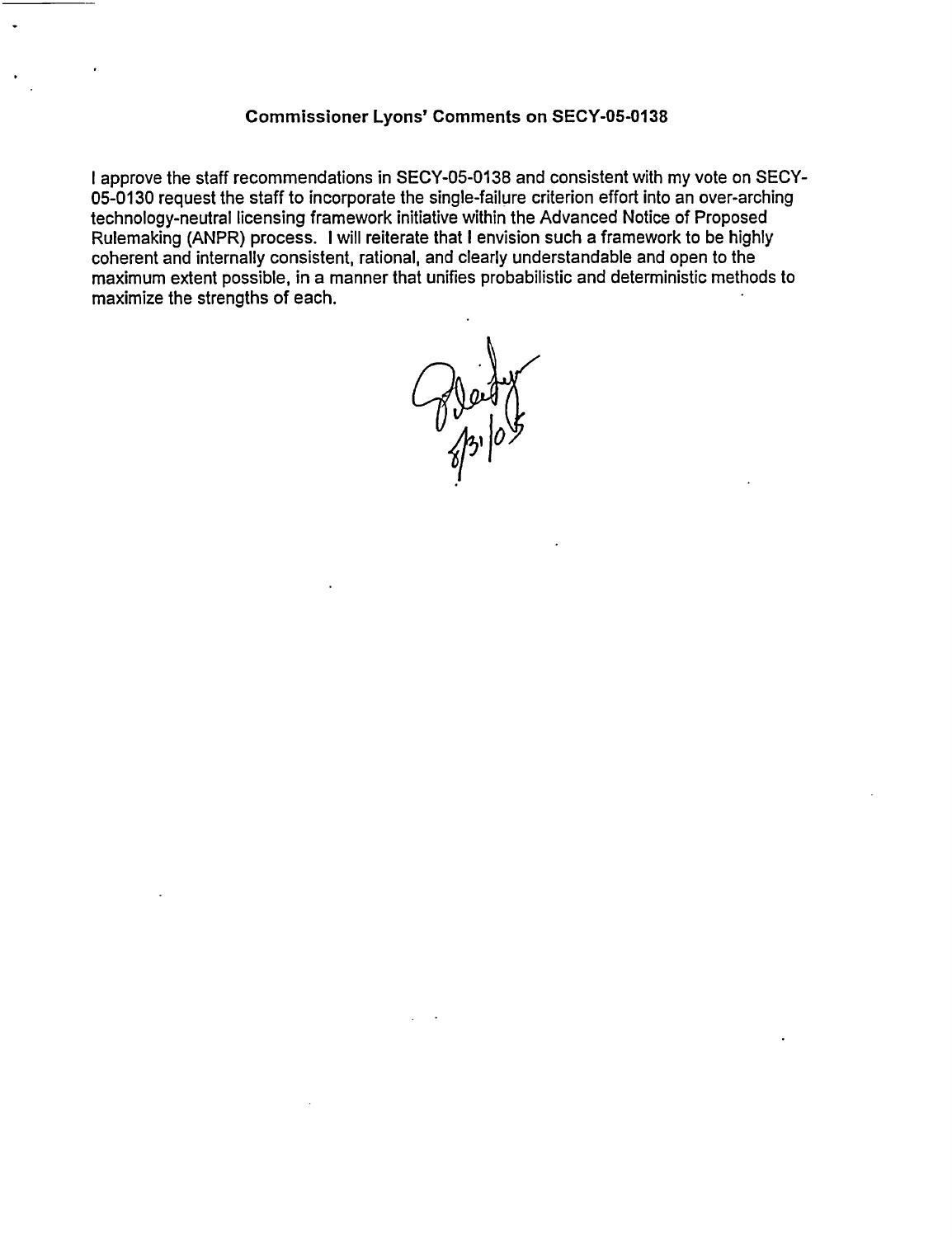## Commissioner Lyons' Comments on SECY-05-0138

I approve the staff recommendations in SECY-05-0138 and consistent with my vote on SECY-05-0130 request the staff to incorporate the single-failure criterion effort into an over-arching technology-neutral licensing framework initiative within the Advanced Notice of Proposed Rulemaking (ANPR) process. I will reiterate that I envision such a framework to be highly coherent and internally consistent, rational, and clearly understandable and open to the maximum extent possible, in a manner that unifies probabilistic and deterministic methods to maximize the strengths of each.

8/31/05